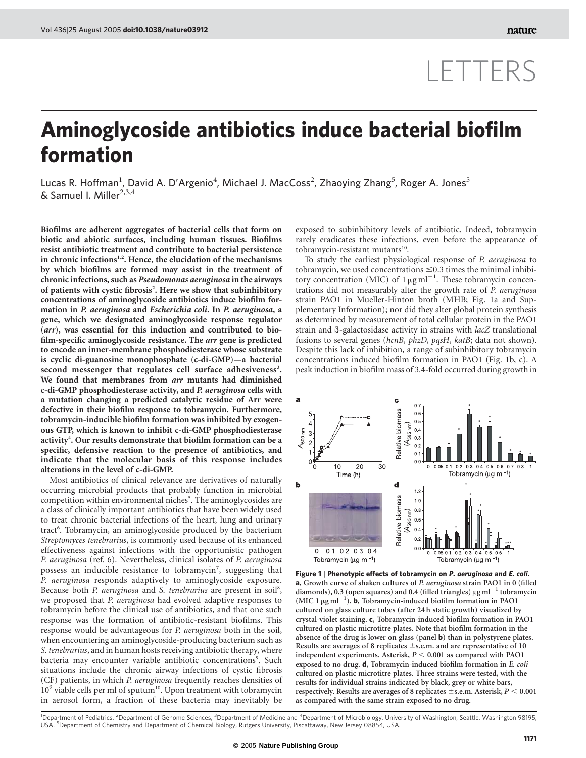# LETTERS

# Aminoglycoside antibiotics induce bacterial biofilm formation

Lucas R. Hoffman[1], David A. D'Argenio[4], Michael J. MacCoss[2], Zhaoying Zhang[5], Roger A. Jones[5] & Samuel I. Miller[2,3,4]

**Biofilms are adherent aggregates of bacterial cells that form on biotic and abiotic surfaces, including human tissues. Biofilms resist antibiotic treatment and contribute to bacterial persistence in chronic infections[1,2]. Hence, the elucidation of the mechanisms by which biofilms are formed may assist in the treatment of chronic infections, such as *Pseudomonas aeruginosa* in the airways of patients with cystic fibrosis[2]. Here we show that subinhibitory concentrations of aminoglycoside antibiotics induce biofilm formation in *P. aeruginosa* and *Escherichia coli*. In *P. aeruginosa*, a gene, which we designated aminoglycoside response regulator (*arr*), was essential for this induction and contributed to biofilm-specific aminoglycoside resistance. The *arr* gene is predicted to encode an inner-membrane phosphodiesterase whose substrate is cyclic di-guanosine monophosphate (c-di-GMP)—a bacterial second messenger that regulates cell surface adhesiveness[3]. We found that membranes from *arr* mutants had diminished c-di-GMP phosphodiesterase activity, and *P. aeruginosa* cells with a mutation changing a predicted catalytic residue of Arr were defective in their biofilm response to tobramycin. Furthermore, tobramycin-inducible biofilm formation was inhibited by exogenous GTP, which is known to inhibit c-di-GMP phosphodiesterase activity[4]. Our results demonstrate that biofilm formation can be a specific, defensive reaction to the presence of antibiotics, and indicate that the molecular basis of this response includes alterations in the level of c-di-GMP.**

Most antibiotics of clinical relevance are derivatives of naturally occurring microbial products that probably function in microbial competition within environmental niches[5]. The aminoglycosides are a class of clinically important antibiotics that have been widely used to treat chronic bacterial infections of the heart, lung and urinary tract[6]. Tobramycin, an aminoglycoside produced by the bacterium *Streptomyces tenebrarius*, is commonly used because of its enhanced effectiveness against infections with the opportunistic pathogen *P. aeruginosa* (ref. 6). Nevertheless, clinical isolates of *P. aeruginosa* possess an inducible resistance to tobramycin[7], suggesting that *P. aeruginosa* responds adaptively to aminoglycoside exposure. Because both *P. aeruginosa* and *S. tenebrarius* are present in soil[8], we proposed that *P. aeruginosa* had evolved adaptive responses to tobramycin before the clinical use of antibiotics, and that one such response was the formation of antibiotic-resistant biofilms. This response would be advantageous for *P. aeruginosa* both in the soil, when encountering an aminoglycoside-producing bacterium such as *S. tenebrarius*, and in human hosts receiving antibiotic therapy, where bacteria may encounter variable antibiotic concentrations[9]. Such situations include the chronic airway infections of cystic fibrosis (CF) patients, in which *P. aeruginosa* frequently reaches densities of $10^9$ viable cells per ml of sputum[10]. Upon treatment with tobramycin in aerosol form, a fraction of these bacteria may inevitably be exposed to subinhibitory levels of antibiotic. Indeed, tobramycin rarely eradicates these infections, even before the appearance of tobramycin-resistant mutants[10].

To study the earliest physiological response of *P. aeruginosa* to tobramycin, we used concentrations $\leq$0.3 times the minimal inhibitory concentration (MIC) of 1 $\mu$g ml$^{-1}$. These tobramycin concentrations did not measurably alter the growth rate of *P. aeruginosa* strain PAO1 in Mueller-Hinton broth (MHB; Fig. 1a and Supplementary Information); nor did they alter global protein synthesis as determined by measurement of total cellular protein in the PAO1 strain and β-galactosidase activity in strains with *lacZ* translational fusions to several genes (*hcnB*, *phzD*, *pqsH*, *katB*; data not shown). Despite this lack of inhibition, a range of subinhibitory tobramycin concentrations induced biofilm formation in PAO1 (Fig. 1b, c). A peak induction in biofilm mass of 3.4-fold occurred during growth in

**Figure 1 | Phenotypic effects of tobramycin on *P. aeruginosa* and *E. coli*. a**, Growth curve of shaken cultures of *P. aeruginosa* strain PAO1 in 0 (filled diamonds), 0.3 (open squares) and 0.4 (filled triangles) $\mu$g ml$^{-1}$ tobramycin (MIC 1 $\mu$g ml$^{-1}$). **b**, Tobramycin-induced biofilm formation in PAO1 cultured on glass culture tubes (after 24 h static growth) visualized by crystal-violet staining. **c**, Tobramycin-induced biofilm formation in PAO1 cultured on plastic microtitre plates. Note that biofilm formation in the absence of the drug is lower on glass (panel **b**) than in polystyrene plates. Results are averages of 8 replicates ± s.e.m. and are representative of 10 independent experiments. Asterisk, $P < 0.001$ as compared with PAO1 exposed to no drug. **d**, Tobramycin-induced biofilm formation in *E. coli* cultured on plastic microtitre plates. Three strains were tested, with the results for individual strains indicated by black, grey or white bars, respectively. Results are averages of 8 replicates ± s.e.m. Asterisk, $P < 0.001$ as compared with the same strain exposed to no drug.

[1]Department of Pediatrics, [2]Department of Genome Sciences, [3]Department of Medicine and [4]Department of Microbiology, University of Washington, Seattle, Washington 98195, USA. [5]Department of Chemistry and Department of Chemical Biology, Rutgers University, Piscattaway, New Jersey 08854, USA.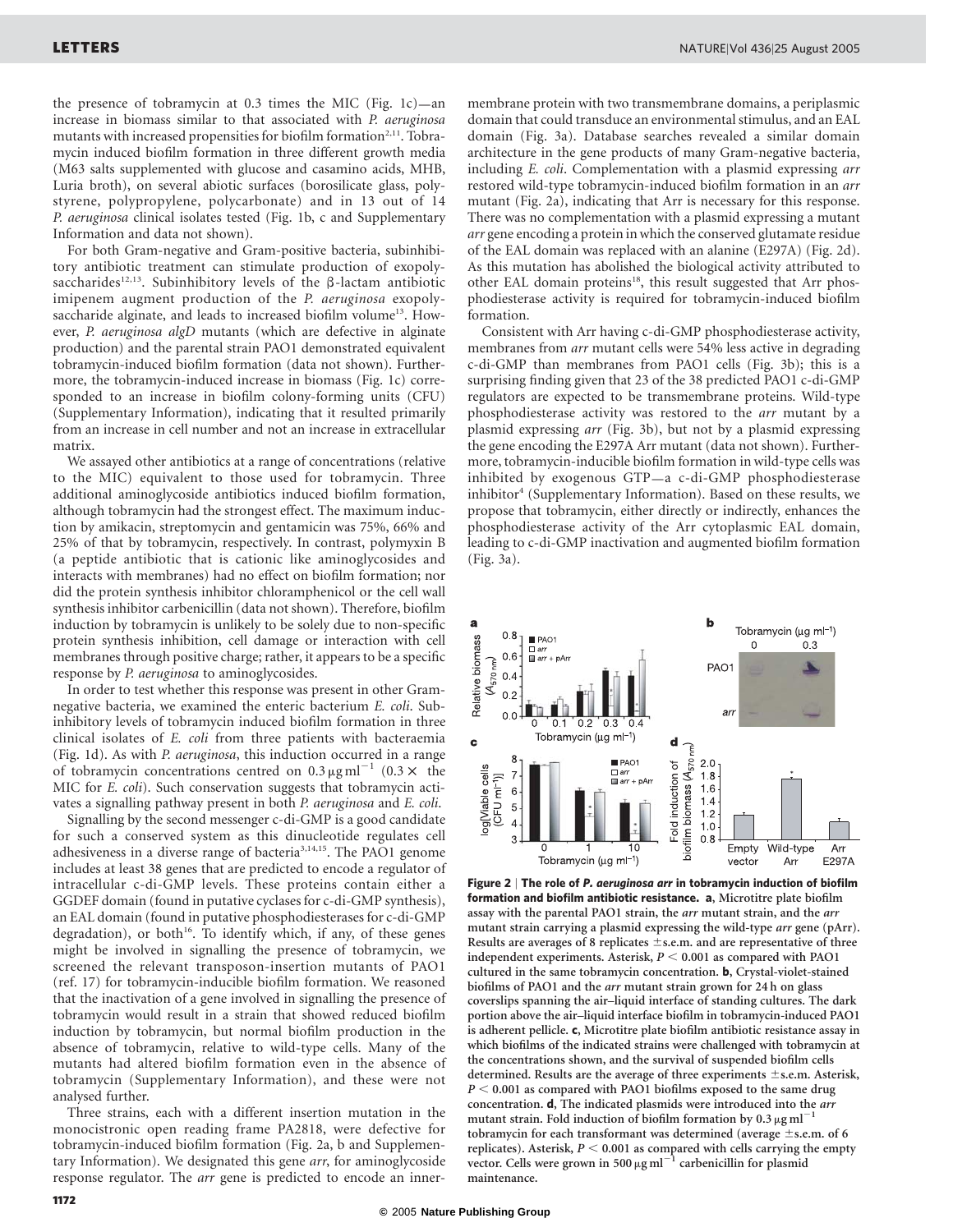the presence of tobramycin at 0.3 times the MIC (Fig. 1c)—an increase in biomass similar to that associated with *P. aeruginosa* mutants with increased propensities for biofilm formation[2,11]. Tobramycin induced biofilm formation in three different growth media (M63 salts supplemented with glucose and casamino acids, MHB, Luria broth), on several abiotic surfaces (borosilicate glass, polystyrene, polypropylene, polycarbonate) and in 13 out of 14 *P. aeruginosa* clinical isolates tested (Fig. 1b, c and Supplementary Information and data not shown).

For both Gram-negative and Gram-positive bacteria, subinhibitory antibiotic treatment can stimulate production of exopolysaccharides[12,13]. Subinhibitory levels of the β-lactam antibiotic imipenem augment production of the *P. aeruginosa* exopolysaccharide alginate, and leads to increased biofilm volume[13]. However, *P. aeruginosa algD* mutants (which are defective in alginate production) and the parental strain PAO1 demonstrated equivalent tobramycin-induced biofilm formation (data not shown). Furthermore, the tobramycin-induced increase in biomass (Fig. 1c) corresponded to an increase in biofilm colony-forming units (CFU) (Supplementary Information), indicating that it resulted primarily from an increase in cell number and not an increase in extracellular matrix.

We assayed other antibiotics at a range of concentrations (relative to the MIC) equivalent to those used for tobramycin. Three additional aminoglycoside antibiotics induced biofilm formation, although tobramycin had the strongest effect. The maximum induction by amikacin, streptomycin and gentamicin was 75%, 66% and 25% of that by tobramycin, respectively. In contrast, polymyxin B (a peptide antibiotic that is cationic like aminoglycosides and interacts with membranes) had no effect on biofilm formation; nor did the protein synthesis inhibitor chloramphenicol or the cell wall synthesis inhibitor carbenicillin (data not shown). Therefore, biofilm induction by tobramycin is unlikely to be solely due to non-specific protein synthesis inhibition, cell damage or interaction with cell membranes through positive charge; rather, it appears to be a specific response by *P. aeruginosa* to aminoglycosides.

In order to test whether this response was present in other Gram-negative bacteria, we examined the enteric bacterium *E. coli*. Subinhibitory levels of tobramycin induced biofilm formation in three clinical isolates of *E. coli* from three patients with bacteraemia (Fig. 1d). As with *P. aeruginosa*, this induction occurred in a range of tobramycin concentrations centred on $0.3\,\mu g\,ml^{-1}$ ($0.3\times$ the MIC for *E. coli*). Such conservation suggests that tobramycin activates a signalling pathway present in both *P. aeruginosa* and *E. coli*.

Signalling by the second messenger c-di-GMP is a good candidate for such a conserved system as this dinucleotide regulates cell adhesiveness in a diverse range of bacteria[3,14,15]. The PAO1 genome includes at least 38 genes that are predicted to encode a regulator of intracellular c-di-GMP levels. These proteins contain either a GGDEF domain (found in putative cyclases for c-di-GMP synthesis), an EAL domain (found in putative phosphodiesterases for c-di-GMP degradation), or both[16]. To identify which, if any, of these genes might be involved in signalling the presence of tobramycin, we screened the relevant transposon-insertion mutants of PAO1 (ref. 17) for tobramycin-inducible biofilm formation. We reasoned that the inactivation of a gene involved in signalling the presence of tobramycin would result in a strain that showed reduced biofilm induction by tobramycin, but normal biofilm production in the absence of tobramycin, relative to wild-type cells. Many of the mutants had altered biofilm formation even in the absence of tobramycin (Supplementary Information), and these were not analysed further.

Three strains, each with a different insertion mutation in the monocistronic open reading frame PA2818, were defective for tobramycin-induced biofilm formation (Fig. 2a, b and Supplementary Information). We designated this gene *arr*, for aminoglycoside response regulator. The *arr* gene is predicted to encode an inner-membrane protein with two transmembrane domains, a periplasmic domain that could transduce an environmental stimulus, and an EAL domain (Fig. 3a). Database searches revealed a similar domain architecture in the gene products of many Gram-negative bacteria, including *E. coli*. Complementation with a plasmid expressing *arr* restored wild-type tobramycin-induced biofilm formation in an *arr* mutant (Fig. 2a), indicating that Arr is necessary for this response. There was no complementation with a plasmid expressing a mutant *arr* gene encoding a protein in which the conserved glutamate residue of the EAL domain was replaced with an alanine (E297A) (Fig. 2d). As this mutation has abolished the biological activity attributed to other EAL domain proteins[18], this result suggested that Arr phosphodiesterase activity is required for tobramycin-induced biofilm formation.

Consistent with Arr having c-di-GMP phosphodiesterase activity, membranes from *arr* mutant cells were 54% less active in degrading c-di-GMP than membranes from PAO1 cells (Fig. 3b); this is a surprising finding given that 23 of the 38 predicted PAO1 c-di-GMP regulators are expected to be transmembrane proteins. Wild-type phosphodiesterase activity was restored to the *arr* mutant by a plasmid expressing *arr* (Fig. 3b), but not by a plasmid expressing the gene encoding the E297A Arr mutant (data not shown). Furthermore, tobramycin-inducible biofilm formation in wild-type cells was inhibited by exogenous GTP—a c-di-GMP phosphodiesterase inhibitor[4] (Supplementary Information). Based on these results, we propose that tobramycin, either directly or indirectly, enhances the phosphodiesterase activity of the Arr cytoplasmic EAL domain, leading to c-di-GMP inactivation and augmented biofilm formation (Fig. 3a).

**Figure 2 | The role of *P. aeruginosa arr* in tobramycin induction of biofilm formation and biofilm antibiotic resistance.** **a**, Microtitre plate biofilm assay with the parental PAO1 strain, the *arr* mutant strain, and the *arr* mutant strain carrying a plasmid expressing the wild-type *arr* gene (pArr). Results are averages of 8 replicates ±s.e.m. and are representative of three independent experiments. Asterisk, $P < 0.001$ as compared with PAO1 cultured in the same tobramycin concentration. **b**, Crystal-violet-stained biofilms of PAO1 and the *arr* mutant strain grown for 24 h on glass coverslips spanning the air–liquid interface of standing cultures. The dark portion above the air–liquid interface biofilm in tobramycin-induced PAO1 is adherent pellicle. **c**, Microtitre plate biofilm antibiotic resistance assay in which biofilms of the indicated strains were challenged with tobramycin at the concentrations shown, and the survival of suspended biofilm cells determined. Results are the average of three experiments ±s.e.m. Asterisk, $P < 0.001$ as compared with PAO1 biofilms exposed to the same drug concentration. **d**, The indicated plasmids were introduced into the *arr* mutant strain. Fold induction of biofilm formation by $0.3\,\mu g\,ml^{-1}$ tobramycin for each transformant was determined (average ±s.e.m. of 6 replicates). Asterisk, $P < 0.001$ as compared with cells carrying the empty vector. Cells were grown in $500\,\mu g\,ml^{-1}$ carbenicillin for plasmid maintenance.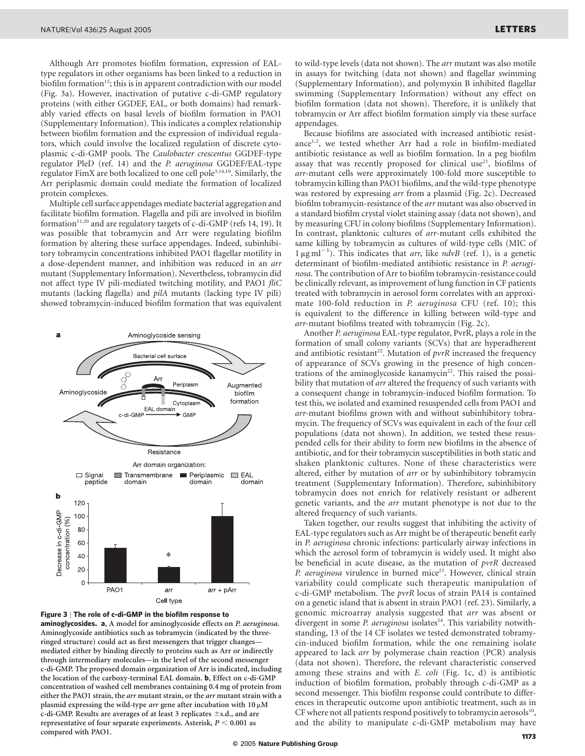Although Arr promotes biofilm formation, expression of EAL-type regulators in other organisms has been linked to a reduction in biofilm formation[15]; this is in apparent contradiction with our model (Fig. 3a). However, inactivation of putative c-di-GMP regulatory proteins (with either GGDEF, EAL, or both domains) had remarkably varied effects on basal levels of biofilm formation in PAO1 (Supplementary Information). This indicates a complex relationship between biofilm formation and the expression of individual regulators, which could involve the localized regulation of discrete cytoplasmic c-di-GMP pools. The *Caulobacter crescentus* GGDEF-type regulator PleD (ref. 14) and the *P. aeruginosa* GGDEF/EAL-type regulator FimX are both localized to one cell pole[3,14,19]. Similarly, the Arr periplasmic domain could mediate the formation of localized protein complexes.

Multiple cell surface appendages mediate bacterial aggregation and facilitate biofilm formation. Flagella and pili are involved in biofilm formation[11,20] and are regulatory targets of c-di-GMP (refs 14, 19). It was possible that tobramycin and Arr were regulating biofilm formation by altering these surface appendages. Indeed, subinhibitory tobramycin concentrations inhibited PAO1 flagellar motility in a dose-dependent manner, and inhibition was reduced in an *arr* mutant (Supplementary Information). Nevertheless, tobramycin did not affect type IV pili-mediated twitching motility, and PAO1 *fliC* mutants (lacking flagella) and *pilA* mutants (lacking type IV pili) showed tobramycin-induced biofilm formation that was equivalent to wild-type levels (data not shown). The *arr* mutant was also motile in assays for twitching (data not shown) and flagellar swimming (Supplementary Information), and polymyxin B inhibited flagellar swimming (Supplementary Information) without any effect on biofilm formation (data not shown). Therefore, it is unlikely that tobramycin or Arr affect biofilm formation simply via these surface appendages.

Because biofilms are associated with increased antibiotic resistance[1,2], we tested whether Arr had a role in biofilm-mediated antibiotic resistance as well as biofilm formation. In a peg biofilm assay that was recently proposed for clinical use[21], biofilms of *arr*-mutant cells were approximately 100-fold more susceptible to tobramycin killing than PAO1 biofilms, and the wild-type phenotype was restored by expressing *arr* from a plasmid (Fig. 2c). Decreased biofilm tobramycin-resistance of the *arr* mutant was also observed in a standard biofilm crystal violet staining assay (data not shown), and by measuring CFU in colony biofilms (Supplementary Information). In contrast, planktonic cultures of *arr*-mutant cells exhibited the same killing by tobramycin as cultures of wild-type cells (MIC of $1\,\mu g\,ml^{-1}$). This indicates that *arr*, like *ndvB* (ref. 1), is a genetic determinant of biofilm-mediated antibiotic resistance in *P. aeruginosa*. The contribution of Arr to biofilm tobramycin-resistance could be clinically relevant, as improvement of lung function in CF patients treated with tobramycin in aerosol form correlates with an approximate 100-fold reduction in *P. aeruginosa* CFU (ref. 10); this is equivalent to the difference in killing between wild-type and *arr*-mutant biofilms treated with tobramycin (Fig. 2c).

Another *P. aeruginosa* EAL-type regulator, PvrR, plays a role in the formation of small colony variants (SCVs) that are hyperadherent and antibiotic resistant[22]. Mutation of *pvrR* increased the frequency of appearance of SCVs growing in the presence of high concentrations of the aminoglycoside kanamycin[22]. This raised the possibility that mutation of *arr* altered the frequency of such variants with a consequent change in tobramycin-induced biofilm formation. To test this, we isolated and examined resuspended cells from PAO1 and *arr*-mutant biofilms grown with and without subinhibitory tobramycin. The frequency of SCVs was equivalent in each of the four cell populations (data not shown). In addition, we tested these resuspended cells for their ability to form new biofilms in the absence of antibiotic, and for their tobramycin susceptibilities in both static and shaken planktonic cultures. None of these characteristics were altered, either by mutation of *arr* or by subinhibitory tobramycin treatment (Supplementary Information). Therefore, subinhibitory tobramycin does not enrich for relatively resistant or adherent genetic variants, and the *arr* mutant phenotype is not due to the altered frequency of such variants.

Taken together, our results suggest that inhibiting the activity of EAL-type regulators such as Arr might be of therapeutic benefit early in *P. aeruginosa* chronic infections: particularly airway infections in which the aerosol form of tobramycin is widely used. It might also be beneficial in acute disease, as the mutation of *pvrR* decreased *P. aeruginosa* virulence in burned mice[23]. However, clinical strain variability could complicate such therapeutic manipulation of c-di-GMP metabolism. The *pvrR* locus of strain PA14 is contained on a genetic island that is absent in strain PAO1 (ref. 23). Similarly, a genomic microarray analysis suggested that *arr* was absent or divergent in some *P. aeruginosa* isolates[24]. This variability notwithstanding, 13 of the 14 CF isolates we tested demonstrated tobramycin-induced biofilm formation, while the one remaining isolate appeared to lack *arr* by polymerase chain reaction (PCR) analysis (data not shown). Therefore, the relevant characteristic conserved among these strains and with *E. coli* (Fig. 1c, d) is antibiotic induction of biofilm formation, probably through c-di-GMP as a second messenger. This biofilm response could contribute to differences in therapeutic outcome upon antibiotic treatment, such as in CF where not all patients respond positively to tobramycin aerosols[10], and the ability to manipulate c-di-GMP metabolism may have

**Figure 3 | The role of c-di-GMP in the biofilm response to aminoglycosides. a**, A model for aminoglycoside effects on *P. aeruginosa*. Aminoglycoside antibiotics such as tobramycin (indicated by the three-ringed structure) could act as first messengers that trigger changes—mediated either by binding directly to proteins such as Arr or indirectly through intermediary molecules—in the level of the second messenger c-di-GMP. The proposed domain organization of Arr is indicated, including the location of the carboxy-terminal EAL domain. **b**, Effect on c-di-GMP concentration of washed cell membranes containing 0.4 mg of protein from either the PAO1 strain, the *arr* mutant strain, or the *arr* mutant strain with a plasmid expressing the wild-type *arr* gene after incubation with $10\,\mu M$ c-di-GMP. Results are averages of at least 3 replicates ± s.d., and are representative of four separate experiments. Asterisk, $P < 0.001$ as compared with PAO1.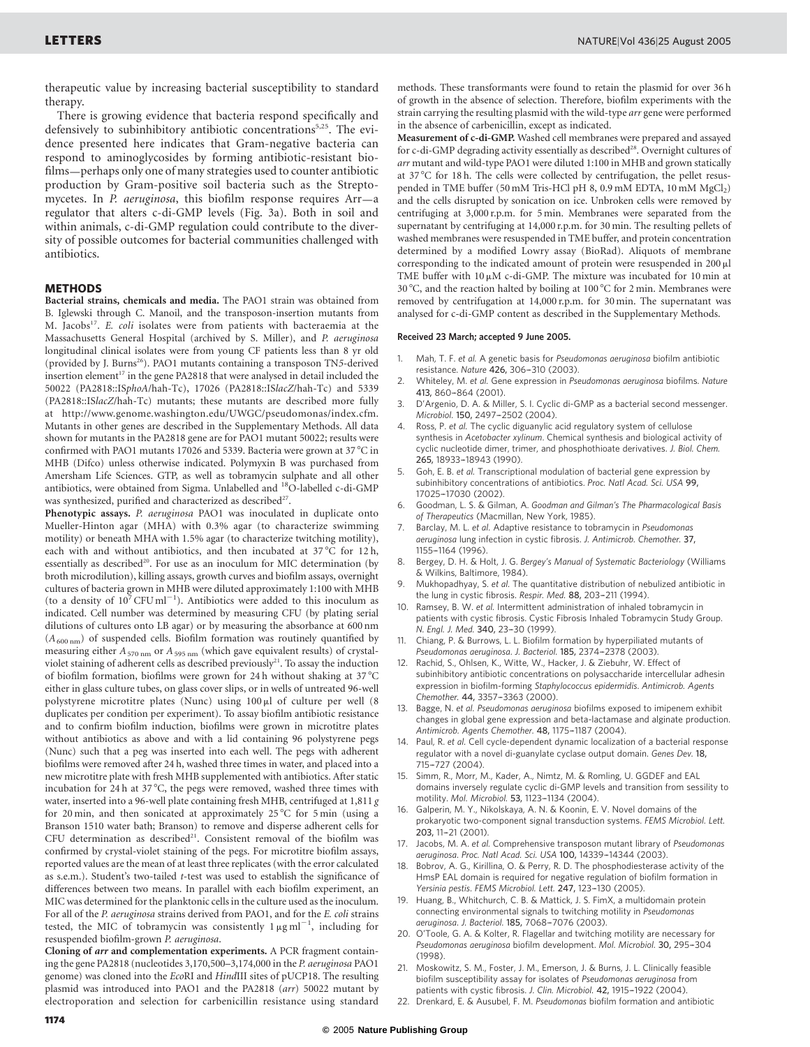therapeutic value by increasing bacterial susceptibility to standard therapy.

There is growing evidence that bacteria respond specifically and defensively to subinhibitory antibiotic concentrations[5,25]. The evidence presented here indicates that Gram-negative bacteria can respond to aminoglycosides by forming antibiotic-resistant biofilms—perhaps only one of many strategies used to counter antibiotic production by Gram-positive soil bacteria such as the Streptomycetes. In *P. aeruginosa*, this biofilm response requires Arr—a regulator that alters c-di-GMP levels (Fig. 3a). Both in soil and within animals, c-di-GMP regulation could contribute to the diversity of possible outcomes for bacterial communities challenged with antibiotics.

## METHODS

**Bacterial strains, chemicals and media.** The PAO1 strain was obtained from B. Iglewski through C. Manoil, and the transposon-insertion mutants from M. Jacobs[17]. *E. coli* isolates were from patients with bacteraemia at the Massachusetts General Hospital (archived by S. Miller), and *P. aeruginosa* longitudinal clinical isolates were from young CF patients less than 8 yr old (provided by J. Burns[26]). PAO1 mutants containing a transposon TN5-derived insertion element[17] in the gene PA2818 that were analysed in detail included the 50022 (PA2818::IS*phoA*/hah-Tc), 17026 (PA2818::IS*lacZ*/hah-Tc) and 5339 (PA2818::IS*lacZ*/hah-Tc) mutants; these mutants are described more fully at http://www.genome.washington.edu/UWGC/pseudomonas/index.cfm. Mutants in other genes are described in the Supplementary Methods. All data shown for mutants in the PA2818 gene are for PAO1 mutant 50022; results were confirmed with PAO1 mutants 17026 and 5339. Bacteria were grown at 37 °C in MHB (Difco) unless otherwise indicated. Polymyxin B was purchased from Amersham Life Sciences. GTP, as well as tobramycin sulphate and all other antibiotics, were obtained from Sigma. Unlabelled and $^{18}$O-labelled c-di-GMP was synthesized, purified and characterized as described[27].

**Phenotypic assays.** *P. aeruginosa* PAO1 was inoculated in duplicate onto Mueller-Hinton agar (MHA) with 0.3% agar (to characterize swimming motility) or beneath MHA with 1.5% agar (to characterize twitching motility), each with and without antibiotics, and then incubated at 37 °C for 12 h, essentially as described[20]. For use as an inoculum for MIC determination (by broth microdilution), killing assays, growth curves and biofilm assays, overnight cultures of bacteria grown in MHB were diluted approximately 1:100 with MHB (to a density of $10^7$ CFU ml$^{-1}$). Antibiotics were added to this inoculum as indicated. Cell number was determined by measuring CFU (by plating serial dilutions of cultures onto LB agar) or by measuring the absorbance at 600 nm ($A_{600\,nm}$) of suspended cells. Biofilm formation was routinely quantified by measuring either $A_{570\,nm}$ or $A_{595\,nm}$ (which gave equivalent results) of crystal-violet staining of adherent cells as described previously[21]. To assay the induction of biofilm formation, biofilms were grown for 24 h without shaking at 37 °C either in glass culture tubes, on glass cover slips, or in wells of untreated 96-well polystyrene microtitre plates (Nunc) using 100 μl of culture per well (8 duplicates per condition per experiment). To assay biofilm antibiotic resistance and to confirm biofilm induction, biofilms were grown in microtitre plates without antibiotics as above and with a lid containing 96 polystyrene pegs (Nunc) such that a peg was inserted into each well. The pegs with adherent biofilms were removed after 24 h, washed three times in water, and placed into a new microtitre plate with fresh MHB supplemented with antibiotics. After static incubation for 24 h at 37 °C, the pegs were removed, washed three times with water, inserted into a 96-well plate containing fresh MHB, centrifuged at 1,811 *g* for 20 min, and then sonicated at approximately 25 °C for 5 min (using a Branson 1510 water bath; Branson) to remove and disperse adherent cells for CFU determination as described[21]. Consistent removal of the biofilm was confirmed by crystal-violet staining of the pegs. For microtitre biofilm assays, reported values are the mean of at least three replicates (with the error calculated as s.e.m.). Student's two-tailed *t*-test was used to establish the significance of differences between two means. In parallel with each biofilm experiment, an MIC was determined for the planktonic cells in the culture used as the inoculum. For all of the *P. aeruginosa* strains derived from PAO1, and for the *E. coli* strains tested, the MIC of tobramycin was consistently 1 μg ml$^{-1}$, including for resuspended biofilm-grown *P. aeruginosa*.

**Cloning of *arr* and complementation experiments.** A PCR fragment containing the gene PA2818 (nucleotides 3,170,500–3,174,000 in the *P. aeruginosa* PAO1 genome) was cloned into the *Eco*RI and *Hin*dIII sites of pUCP18. The resulting plasmid was introduced into PAO1 and the PA2818 (*arr*) 50022 mutant by electroporation and selection for carbenicillin resistance using standard methods. These transformants were found to retain the plasmid for over 36 h of growth in the absence of selection. Therefore, biofilm experiments with the strain carrying the resulting plasmid with the wild-type *arr* gene were performed in the absence of carbenicillin, except as indicated.

**Measurement of c-di-GMP.** Washed cell membranes were prepared and assayed for c-di-GMP degrading activity essentially as described[28]. Overnight cultures of *arr* mutant and wild-type PAO1 were diluted 1:100 in MHB and grown statically at 37 °C for 18 h. The cells were collected by centrifugation, the pellet resuspended in TME buffer (50 mM Tris-HCl pH 8, 0.9 mM EDTA, 10 mM $MgCl_2$) and the cells disrupted by sonication on ice. Unbroken cells were removed by centrifuging at 3,000 r.p.m. for 5 min. Membranes were separated from the supernatant by centrifuging at 14,000 r.p.m. for 30 min. The resulting pellets of washed membranes were resuspended in TME buffer, and protein concentration determined by a modified Lowry assay (BioRad). Aliquots of membrane corresponding to the indicated amount of protein were resuspended in 200 μl TME buffer with 10 μM c-di-GMP. The mixture was incubated for 10 min at 30 °C, and the reaction halted by boiling at 100 °C for 2 min. Membranes were removed by centrifugation at 14,000 r.p.m. for 30 min. The supernatant was analysed for c-di-GMP content as described in the Supplementary Methods.

**Received 23 March; accepted 9 June 2005.**

1. Mah, T. F. *et al.* A genetic basis for *Pseudomonas aeruginosa* biofilm antibiotic resistance. *Nature* **426**, 306–310 (2003).
2. Whiteley, M. *et al.* Gene expression in *Pseudomonas aeruginosa* biofilms. *Nature* **413**, 860–864 (2001).
3. D'Argenio, D. A. & Miller, S. I. Cyclic di-GMP as a bacterial second messenger. *Microbiol.* **150**, 2497–2502 (2004).
4. Ross, P. *et al.* The cyclic diguanylic acid regulatory system of cellulose synthesis in *Acetobacter xylinum*. Chemical synthesis and biological activity of cyclic nucleotide dimer, trimer, and phosphothioate derivatives. *J. Biol. Chem.* **265**, 18933–18943 (1990).
5. Goh, E. B. *et al.* Transcriptional modulation of bacterial gene expression by subinhibitory concentrations of antibiotics. *Proc. Natl Acad. Sci. USA* **99**, 17025–17030 (2002).
6. Goodman, L. S. & Gilman, A. *Goodman and Gilman's The Pharmacological Basis of Therapeutics* (Macmillan, New York, 1985).
7. Barclay, M. L. *et al.* Adaptive resistance to tobramycin in *Pseudomonas aeruginosa* lung infection in cystic fibrosis. *J. Antimicrob. Chemother.* **37**, 1155–1164 (1996).
8. Bergey, D. H. & Holt, J. G. *Bergey's Manual of Systematic Bacteriology* (Williams & Wilkins, Baltimore, 1984).
9. Mukhopadhyay, S. *et al.* The quantitative distribution of nebulized antibiotic in the lung in cystic fibrosis. *Respir. Med.* **88**, 203–211 (1994).
10. Ramsey, B. W. *et al.* Intermittent administration of inhaled tobramycin in patients with cystic fibrosis. Cystic Fibrosis Inhaled Tobramycin Study Group. *N. Engl. J. Med.* **340**, 23–30 (1999).
11. Chiang, P. & Burrows, L. L. Biofilm formation by hyperpiliated mutants of *Pseudomonas aeruginosa*. *J. Bacteriol.* **185**, 2374–2378 (2003).
12. Rachid, S., Ohlsen, K., Witte, W., Hacker, J. & Ziebuhr, W. Effect of subinhibitory antibiotic concentrations on polysaccharide intercellular adhesin expression in biofilm-forming *Staphylococcus epidermidis*. *Antimicrob. Agents Chemother.* **44**, 3357–3363 (2000).
13. Bagge, N. *et al.* *Pseudomonas aeruginosa* biofilms exposed to imipenem exhibit changes in global gene expression and beta-lactamase and alginate production. *Antimicrob. Agents Chemother.* **48**, 1175–1187 (2004).
14. Paul, R. *et al.* Cell cycle-dependent dynamic localization of a bacterial response regulator with a novel di-guanylate cyclase output domain. *Genes Dev.* **18**, 715–727 (2004).
15. Simm, R., Morr, M., Kader, A., Nimtz, M. & Romling, U. GGDEF and EAL domains inversely regulate cyclic di-GMP levels and transition from sessility to motility. *Mol. Microbiol.* **53**, 1123–1134 (2004).
16. Galperin, M. Y., Nikolskaya, A. N. & Koonin, E. V. Novel domains of the prokaryotic two-component signal transduction systems. *FEMS Microbiol. Lett.* **203**, 11–21 (2001).
17. Jacobs, M. A. *et al.* Comprehensive transposon mutant library of *Pseudomonas aeruginosa*. *Proc. Natl Acad. Sci. USA* **100**, 14339–14344 (2003).
18. Bobrov, A. G., Kirillina, O. & Perry, R. D. The phosphodiesterase activity of the HmsP EAL domain is required for negative regulation of biofilm formation in *Yersinia pestis*. *FEMS Microbiol. Lett.* **247**, 123–130 (2005).
19. Huang, B., Whitchurch, C. B. & Mattick, J. S. FimX, a multidomain protein connecting environmental signals to twitching motility in *Pseudomonas aeruginosa*. *J. Bacteriol.* **185**, 7068–7076 (2003).
20. O'Toole, G. A. & Kolter, R. Flagellar and twitching motility are necessary for *Pseudomonas aeruginosa* biofilm development. *Mol. Microbiol.* **30**, 295–304 (1998).
21. Moskowitz, S. M., Foster, J. M., Emerson, J. & Burns, J. L. Clinically feasible biofilm susceptibility assay for isolates of *Pseudomonas aeruginosa* from patients with cystic fibrosis. *J. Clin. Microbiol.* **42**, 1915–1922 (2004).
22. Drenkard, E. & Ausubel, F. M. *Pseudomonas* biofilm formation and antibiotic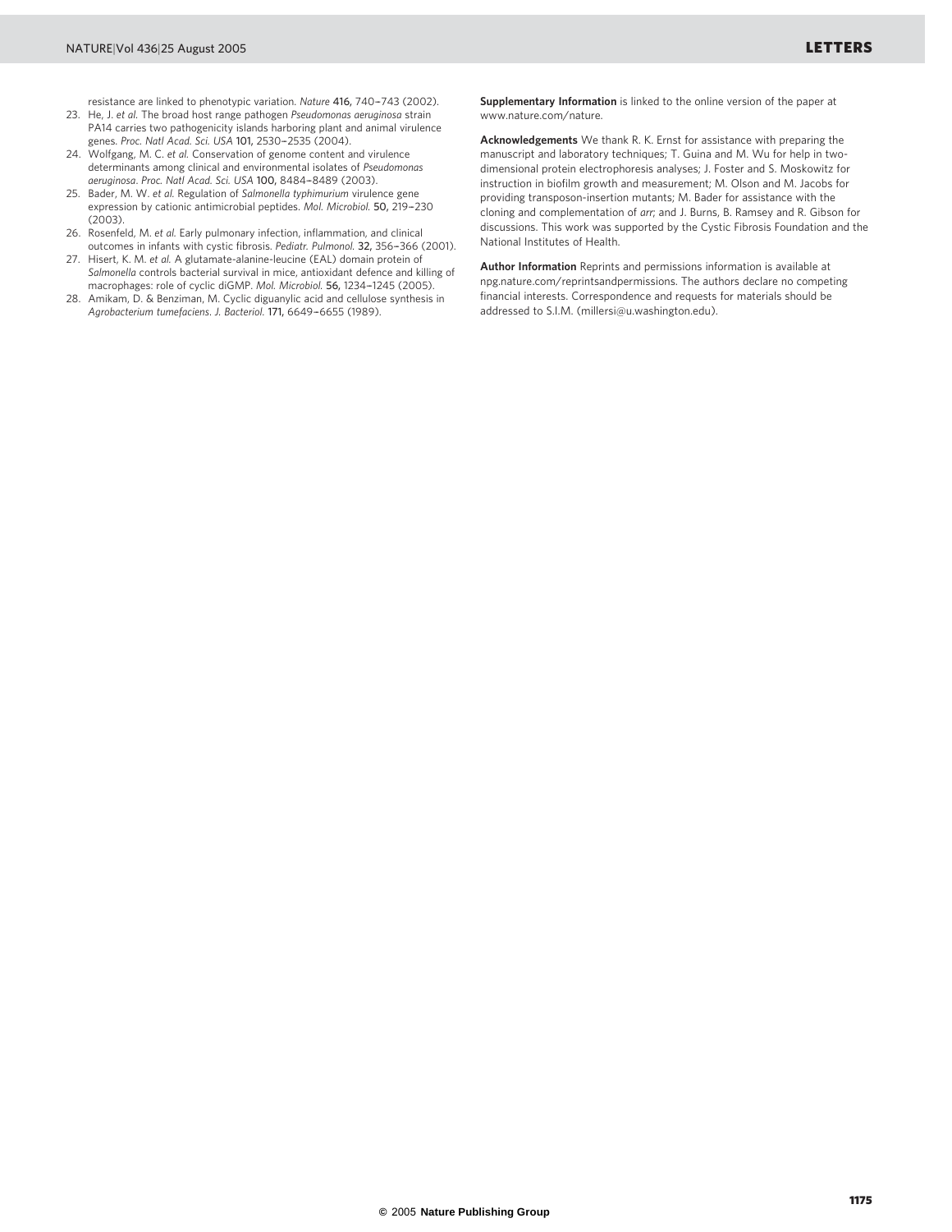resistance are linked to phenotypic variation. *Nature* **416,** 740–743 (2002).

23. He, J. *et al.* The broad host range pathogen *Pseudomonas aeruginosa* strain PA14 carries two pathogenicity islands harboring plant and animal virulence genes. *Proc. Natl Acad. Sci. USA* **101,** 2530–2535 (2004).
24. Wolfgang, M. C. *et al.* Conservation of genome content and virulence determinants among clinical and environmental isolates of *Pseudomonas aeruginosa*. *Proc. Natl Acad. Sci. USA* **100,** 8484–8489 (2003).
25. Bader, M. W. *et al.* Regulation of *Salmonella typhimurium* virulence gene expression by cationic antimicrobial peptides. *Mol. Microbiol.* **50,** 219–230 (2003).
26. Rosenfeld, M. *et al.* Early pulmonary infection, inflammation, and clinical outcomes in infants with cystic fibrosis. *Pediatr. Pulmonol.* **32,** 356–366 (2001).
27. Hisert, K. M. *et al.* A glutamate-alanine-leucine (EAL) domain protein of *Salmonella* controls bacterial survival in mice, antioxidant defence and killing of macrophages: role of cyclic diGMP. *Mol. Microbiol.* **56,** 1234–1245 (2005).
28. Amikam, D. & Benziman, M. Cyclic diguanylic acid and cellulose synthesis in *Agrobacterium tumefaciens*. *J. Bacteriol.* **171,** 6649–6655 (1989).

**Supplementary Information** is linked to the online version of the paper at www.nature.com/nature.

**Acknowledgements** We thank R. K. Ernst for assistance with preparing the manuscript and laboratory techniques; T. Guina and M. Wu for help in two-dimensional protein electrophoresis analyses; J. Foster and S. Moskowitz for instruction in biofilm growth and measurement; M. Olson and M. Jacobs for providing transposon-insertion mutants; M. Bader for assistance with the cloning and complementation of *arr*; and J. Burns, B. Ramsey and R. Gibson for discussions. This work was supported by the Cystic Fibrosis Foundation and the National Institutes of Health.

**Author Information** Reprints and permissions information is available at npg.nature.com/reprintsandpermissions. The authors declare no competing financial interests. Correspondence and requests for materials should be addressed to S.I.M. (millersi@u.washington.edu).